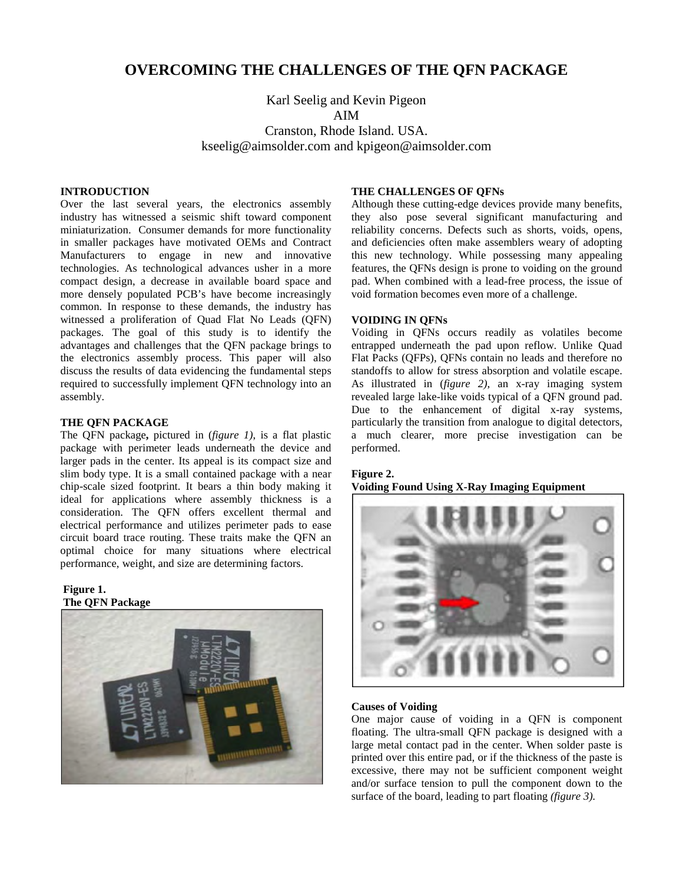# OVERCOMING THE CHALLENGES OF THE QFN PACKAGE

Karl Seelig and Kevin Pigeon
AIM
Cranston, Rhode Island. USA.
kseelig@aimsolder.com and kpigeon@aimsolder.com

## INTRODUCTION

Over the last several years, the electronics assembly industry has witnessed a seismic shift toward component miniaturization. Consumer demands for more functionality in smaller packages have motivated OEMs and Contract Manufacturers to engage in new and innovative technologies. As technological advances usher in a more compact design, a decrease in available board space and more densely populated PCB's have become increasingly common. In response to these demands, the industry has witnessed a proliferation of Quad Flat No Leads (QFN) packages. The goal of this study is to identify the advantages and challenges that the QFN package brings to the electronics assembly process. This paper will also discuss the results of data evidencing the fundamental steps required to successfully implement QFN technology into an assembly.

## THE QFN PACKAGE

The QFN package**,** pictured in (*figure 1)*, is a flat plastic package with perimeter leads underneath the device and larger pads in the center. Its appeal is its compact size and slim body type. It is a small contained package with a near chip-scale sized footprint. It bears a thin body making it ideal for applications where assembly thickness is a consideration. The QFN offers excellent thermal and electrical performance and utilizes perimeter pads to ease circuit board trace routing. These traits make the QFN an optimal choice for many situations where electrical performance, weight, and size are determining factors.

**Figure 1.**
**The QFN Package**

## THE CHALLENGES OF QFNs

Although these cutting-edge devices provide many benefits, they also pose several significant manufacturing and reliability concerns. Defects such as shorts, voids, opens, and deficiencies often make assemblers weary of adopting this new technology. While possessing many appealing features, the QFNs design is prone to voiding on the ground pad. When combined with a lead-free process, the issue of void formation becomes even more of a challenge.

## VOIDING IN QFNs

Voiding in QFNs occurs readily as volatiles become entrapped underneath the pad upon reflow. Unlike Quad Flat Packs (QFPs), QFNs contain no leads and therefore no standoffs to allow for stress absorption and volatile escape. As illustrated in (*figure 2)*, an x-ray imaging system revealed large lake-like voids typical of a QFN ground pad. Due to the enhancement of digital x-ray systems, particularly the transition from analogue to digital detectors, a much clearer, more precise investigation can be performed.

**Figure 2.**
**Voiding Found Using X-Ray Imaging Equipment**

### Causes of Voiding

One major cause of voiding in a QFN is component floating. The ultra-small QFN package is designed with a large metal contact pad in the center. When solder paste is printed over this entire pad, or if the thickness of the paste is excessive, there may not be sufficient component weight and/or surface tension to pull the component down to the surface of the board, leading to part floating *(figure 3).*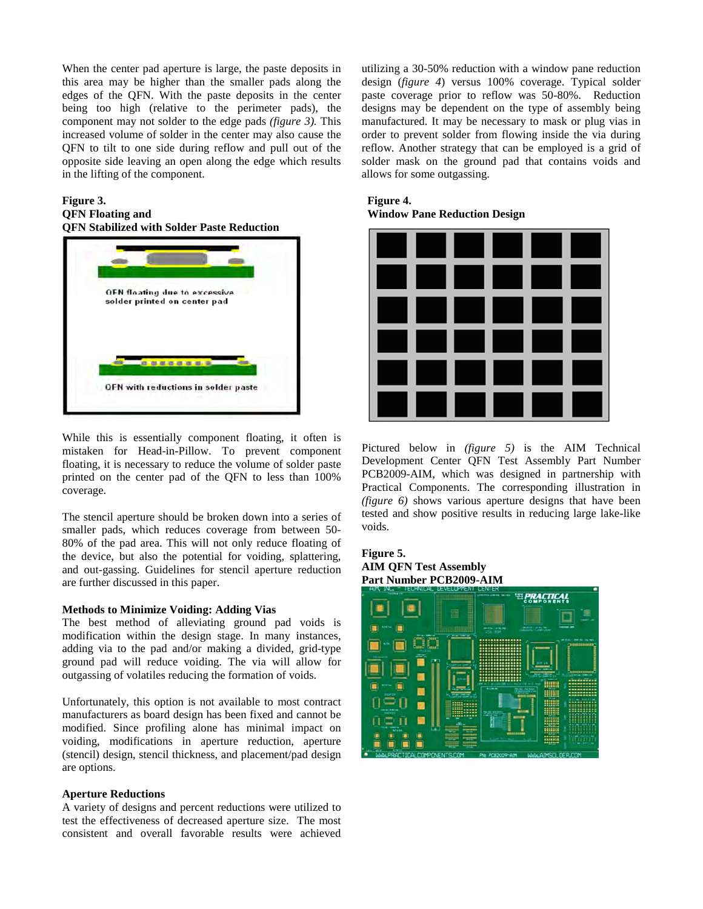When the center pad aperture is large, the paste deposits in this area may be higher than the smaller pads along the edges of the QFN. With the paste deposits in the center being too high (relative to the perimeter pads), the component may not solder to the edge pads *(figure 3).* This increased volume of solder in the center may also cause the QFN to tilt to one side during reflow and pull out of the opposite side leaving an open along the edge which results in the lifting of the component.

**Figure 3.**
**QFN Floating and**
**QFN Stabilized with Solder Paste Reduction**

While this is essentially component floating, it often is mistaken for Head-in-Pillow. To prevent component floating, it is necessary to reduce the volume of solder paste printed on the center pad of the QFN to less than 100% coverage.

The stencil aperture should be broken down into a series of smaller pads, which reduces coverage from between 50-80% of the pad area. This will not only reduce floating of the device, but also the potential for voiding, splattering, and out-gassing. Guidelines for stencil aperture reduction are further discussed in this paper.

### Methods to Minimize Voiding: Adding Vias

The best method of alleviating ground pad voids is modification within the design stage. In many instances, adding via to the pad and/or making a divided, grid-type ground pad will reduce voiding. The via will allow for outgassing of volatiles reducing the formation of voids.

Unfortunately, this option is not available to most contract manufacturers as board design has been fixed and cannot be modified. Since profiling alone has minimal impact on voiding, modifications in aperture reduction, aperture (stencil) design, stencil thickness, and placement/pad design are options.

### Aperture Reductions

A variety of designs and percent reductions were utilized to test the effectiveness of decreased aperture size. The most consistent and overall favorable results were achieved utilizing a 30-50% reduction with a window pane reduction design (*figure 4*) versus 100% coverage. Typical solder paste coverage prior to reflow was 50-80%. Reduction designs may be dependent on the type of assembly being manufactured. It may be necessary to mask or plug vias in order to prevent solder from flowing inside the via during reflow. Another strategy that can be employed is a grid of solder mask on the ground pad that contains voids and allows for some outgassing.

**Figure 4.**
**Window Pane Reduction Design**

Pictured below in *(figure 5)* is the AIM Technical Development Center QFN Test Assembly Part Number PCB2009-AIM, which was designed in partnership with Practical Components. The corresponding illustration in *(figure 6)* shows various aperture designs that have been tested and show positive results in reducing large lake-like voids.

**Figure 5.**
**AIM QFN Test Assembly**
**Part Number PCB2009-AIM**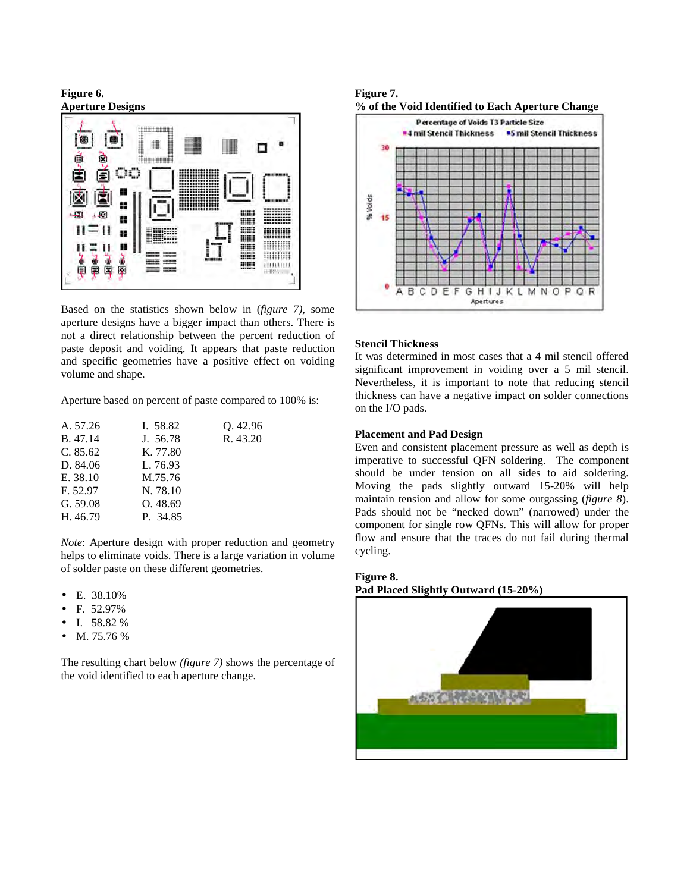**Figure 6.**
**Aperture Designs**

Based on the statistics shown below in (*figure 7),* some aperture designs have a bigger impact than others. There is not a direct relationship between the percent reduction of paste deposit and voiding. It appears that paste reduction and specific geometries have a positive effect on voiding volume and shape.

Aperture based on percent of paste compared to 100% is:

| | | |
|---|---|---|
| A. 57.26 | I. 58.82 | Q. 42.96 |
| B. 47.14 | J. 56.78 | R. 43.20 |
| C. 85.62 | K. 77.80 | |
| D. 84.06 | L. 76.93 | |
| E. 38.10 | M.75.76 | |
| F. 52.97 | N. 78.10 | |
| G. 59.08 | O. 48.69 | |
| H. 46.79 | P. 34.85 | |

*Note*: Aperture design with proper reduction and geometry helps to eliminate voids. There is a large variation in volume of solder paste on these different geometries.

- E. 38.10%
- F. 52.97%
- I. 58.82 %
- M. 75.76 %

The resulting chart below *(figure 7)* shows the percentage of the void identified to each aperture change.

**Figure 7.**
**% of the Void Identified to Each Aperture Change**

### Stencil Thickness

It was determined in most cases that a 4 mil stencil offered significant improvement in voiding over a 5 mil stencil. Nevertheless, it is important to note that reducing stencil thickness can have a negative impact on solder connections on the I/O pads.

### Placement and Pad Design

Even and consistent placement pressure as well as depth is imperative to successful QFN soldering. The component should be under tension on all sides to aid soldering. Moving the pads slightly outward 15-20% will help maintain tension and allow for some outgassing (*figure 8*). Pads should not be "necked down" (narrowed) under the component for single row QFNs. This will allow for proper flow and ensure that the traces do not fail during thermal cycling.

**Figure 8.**
**Pad Placed Slightly Outward (15-20%)**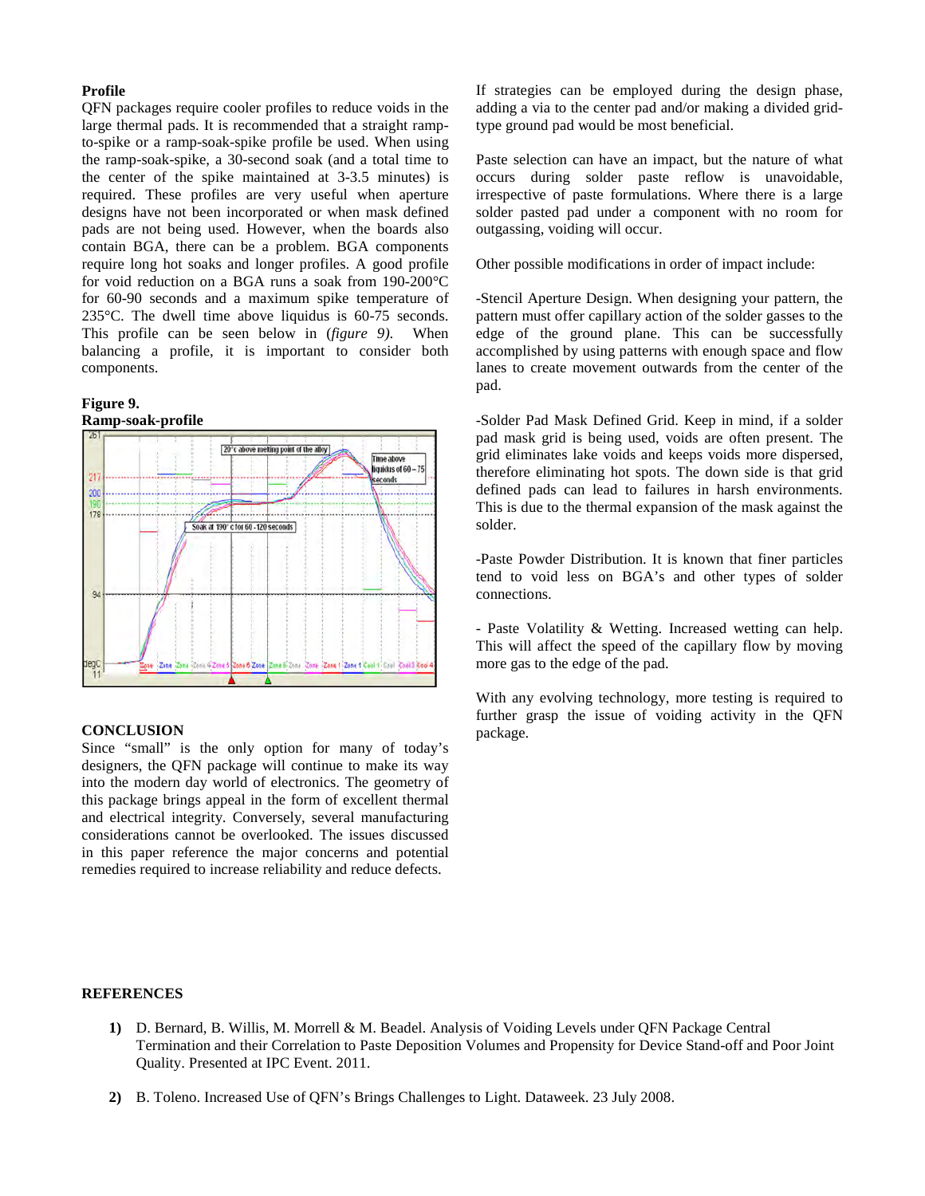**Profile**

QFN packages require cooler profiles to reduce voids in the large thermal pads. It is recommended that a straight ramp-to-spike or a ramp-soak-spike profile be used. When using the ramp-soak-spike, a 30-second soak (and a total time to the center of the spike maintained at 3-3.5 minutes) is required. These profiles are very useful when aperture designs have not been incorporated or when mask defined pads are not being used. However, when the boards also contain BGA, there can be a problem. BGA components require long hot soaks and longer profiles. A good profile for void reduction on a BGA runs a soak from 190-200°C for 60-90 seconds and a maximum spike temperature of 235°C. The dwell time above liquidus is 60-75 seconds. This profile can be seen below in (*figure 9).* When balancing a profile, it is important to consider both components.

**Figure 9.**
**Ramp-soak-profile**

261
217
200
190
178
94
degC
11
20°c above melting point of the alloy
Time above liquidus of 60 – 75 seconds
Soak at 190°c for 60 - 120 seconds
Zone Zone Zone Zone 4 Zone 5 Zone 6 Zone Zone 8 Zone Zone Zone 1 Zone 1 Cool 1 Cool Cool 3 Cool 4

**CONCLUSION**

Since "small" is the only option for many of today's designers, the QFN package will continue to make its way into the modern day world of electronics. The geometry of this package brings appeal in the form of excellent thermal and electrical integrity. Conversely, several manufacturing considerations cannot be overlooked. The issues discussed in this paper reference the major concerns and potential remedies required to increase reliability and reduce defects.

If strategies can be employed during the design phase, adding a via to the center pad and/or making a divided grid-type ground pad would be most beneficial.

Paste selection can have an impact, but the nature of what occurs during solder paste reflow is unavoidable, irrespective of paste formulations. Where there is a large solder pasted pad under a component with no room for outgassing, voiding will occur.

Other possible modifications in order of impact include:

-Stencil Aperture Design. When designing your pattern, the pattern must offer capillary action of the solder gasses to the edge of the ground plane. This can be successfully accomplished by using patterns with enough space and flow lanes to create movement outwards from the center of the pad.

-Solder Pad Mask Defined Grid. Keep in mind, if a solder pad mask grid is being used, voids are often present. The grid eliminates lake voids and keeps voids more dispersed, therefore eliminating hot spots. The down side is that grid defined pads can lead to failures in harsh environments. This is due to the thermal expansion of the mask against the solder.

-Paste Powder Distribution. It is known that finer particles tend to void less on BGA's and other types of solder connections.

- Paste Volatility & Wetting. Increased wetting can help. This will affect the speed of the capillary flow by moving more gas to the edge of the pad.

With any evolving technology, more testing is required to further grasp the issue of voiding activity in the QFN package.

**REFERENCES**

1) D. Bernard, B. Willis, M. Morrell & M. Beadel. Analysis of Voiding Levels under QFN Package Central Termination and their Correlation to Paste Deposition Volumes and Propensity for Device Stand-off and Poor Joint Quality. Presented at IPC Event. 2011.

2) B. Toleno. Increased Use of QFN's Brings Challenges to Light. Dataweek. 23 July 2008.